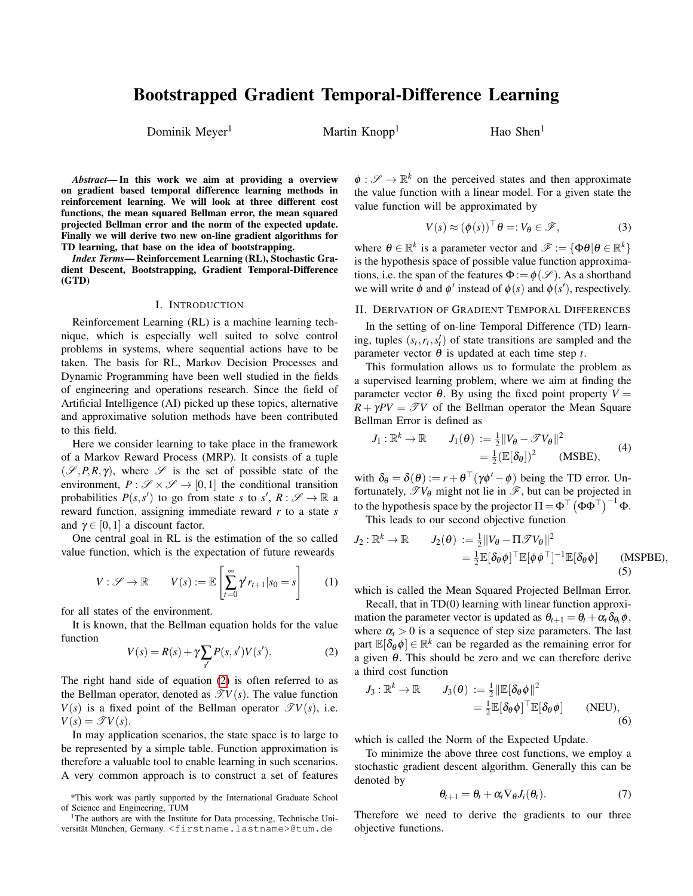# Bootstrapped Gradient Temporal-Difference Learning

Dominik Meyer[1] Martin Knopp[1] Hao Shen[1]

***Abstract*— In this work we aim at providing a overview on gradient based temporal difference learning methods in reinforcement learning. We will look at three different cost functions, the mean squared Bellman error, the mean squared projected Bellman error and the norm of the expected update. Finally we will derive two new on-line gradient algorithms for TD learning, that base on the idea of bootstrapping.**

***Index Terms*— Reinforcement Learning (RL), Stochastic Gradient Descent, Bootstrapping, Gradient Temporal-Difference (GTD)**

## I. Introduction

Reinforcement Learning (RL) is a machine learning technique, which is especially well suited to solve control problems in systems, where sequential actions have to be taken. The basis for RL, Markov Decision Processes and Dynamic Programming have been well studied in the fields of engineering and operations research. Since the field of Artificial Intelligence (AI) picked up these topics, alternative and approximative solution methods have been contributed to this field.

Here we consider learning to take place in the framework of a Markov Reward Process (MRP). It consists of a tuple $(\mathscr{S}, P, R, \gamma)$, where $\mathscr{S}$ is the set of possible state of the environment, $P : \mathscr{S} \times \mathscr{S} \to [0,1]$ the conditional transition probabilities $P(s,s')$ to go from state $s$ to $s'$, $R : \mathscr{S} \to \mathbb{R}$ a reward function, assigning immediate reward $r$ to a state $s$ and $\gamma \in [0,1]$ a discount factor.

One central goal in RL is the estimation of the so called value function, which is the expectation of future rewards

$$V : \mathscr{S} \to \mathbb{R} \qquad V(s) := \mathbb{E}\left[\sum_{t=0}^{\infty} \gamma^t r_{t+1} | s_0 = s\right] \tag{1}$$

for all states of the environment.

It is known, that the Bellman equation holds for the value function

$$V(s) = R(s) + \gamma \sum_{s'} P(s,s')V(s'). \tag{2}$$

The right hand side of equation (2) is often referred to as the Bellman operator, denoted as $\mathscr{T}V(s)$. The value function $V(s)$ is a fixed point of the Bellman operator $\mathscr{T}V(s)$, i.e. $V(s) = \mathscr{T}V(s)$.

In may application scenarios, the state space is to large to be represented by a simple table. Function approximation is therefore a valuable tool to enable learning in such scenarios. A very common approach is to construct a set of features $\phi : \mathscr{S} \to \mathbb{R}^k$ on the perceived states and then approximate the value function with a linear model. For a given state the value function will be approximated by

$$V(s) \approx (\phi(s))^\top \theta =: V_\theta \in \mathscr{F}, \tag{3}$$

where $\theta \in \mathbb{R}^k$ is a parameter vector and $\mathscr{F} := \{\Phi\theta | \theta \in \mathbb{R}^k\}$ is the hypothesis space of possible value function approximations, i.e. the span of the features $\Phi := \phi(\mathscr{S})$. As a shorthand we will write $\phi$ and $\phi'$ instead of $\phi(s)$ and $\phi(s')$, respectively.

## II. Derivation of Gradient Temporal Differences

In the setting of on-line Temporal Difference (TD) learning, tuples $(s_t, r_t, s_t')$ of state transitions are sampled and the parameter vector $\theta$ is updated at each time step $t$.

This formulation allows us to formulate the problem as a supervised learning problem, where we aim at finding the parameter vector $\theta$. By using the fixed point property $V = R + \gamma PV = \mathscr{T}V$ of the Bellman operator the Mean Square Bellman Error is defined as

$$J_1 : \mathbb{R}^k \to \mathbb{R} \qquad \begin{aligned} J_1(\theta) &:= \tfrac{1}{2}\|V_\theta - \mathscr{T}V_\theta\|^2 \\ &= \tfrac{1}{2}(\mathbb{E}[\delta_\theta])^2 \qquad \text{(MSBE)}, \end{aligned} \tag{4}$$

with $\delta_\theta = \delta(\theta) := r + \theta^\top(\gamma\phi' - \phi)$ being the TD error. Unfortunately, $\mathscr{T}V_\theta$ might not lie in $\mathscr{F}$, but can be projected in to the hypothesis space by the projector $\Pi = \Phi^\top\left(\Phi\Phi^\top\right)^{-1}\Phi$.

This leads to our second objective function

$$J_2 : \mathbb{R}^k \to \mathbb{R} \qquad \begin{aligned} J_2(\theta) &:= \tfrac{1}{2}\|V_\theta - \Pi\mathscr{T}V_\theta\|^2 \\ &= \tfrac{1}{2}\mathbb{E}[\delta_\theta\phi]^\top\mathbb{E}[\phi\phi^\top]^{-1}\mathbb{E}[\delta_\theta\phi] \qquad \text{(MSPBE)}, \end{aligned} \tag{5}$$

which is called the Mean Squared Projected Bellman Error.

Recall, that in TD(0) learning with linear function approximation the parameter vector is updated as $\theta_{t+1} = \theta_t + \alpha_t\delta_{\theta_t}\phi$, where $\alpha_t > 0$ is a sequence of step size parameters. The last part $\mathbb{E}[\delta_\theta\phi] \in \mathbb{R}^k$ can be regarded as the remaining error for a given $\theta$. This should be zero and we can therefore derive a third cost function

$$J_3 : \mathbb{R}^k \to \mathbb{R} \qquad \begin{aligned} J_3(\theta) &:= \tfrac{1}{2}\|\mathbb{E}[\delta_\theta\phi]\|^2 \\ &= \tfrac{1}{2}\mathbb{E}[\delta_\theta\phi]^\top\mathbb{E}[\delta_\theta\phi] \qquad \text{(NEU)}, \end{aligned} \tag{6}$$

which is called the Norm of the Expected Update.

To minimize the above three cost functions, we employ a stochastic gradient descent algorithm. Generally this can be denoted by

$$\theta_{t+1} = \theta_t + \alpha_t\nabla_\theta J_i(\theta_t). \tag{7}$$

Therefore we need to derive the gradients to our three objective functions.

*This work was partly supported by the International Graduate School of Science and Engineering, TUM

[1]The authors are with the Institute for Data processing, Technische Universität München, Germany. <firstname.lastname>@tum.de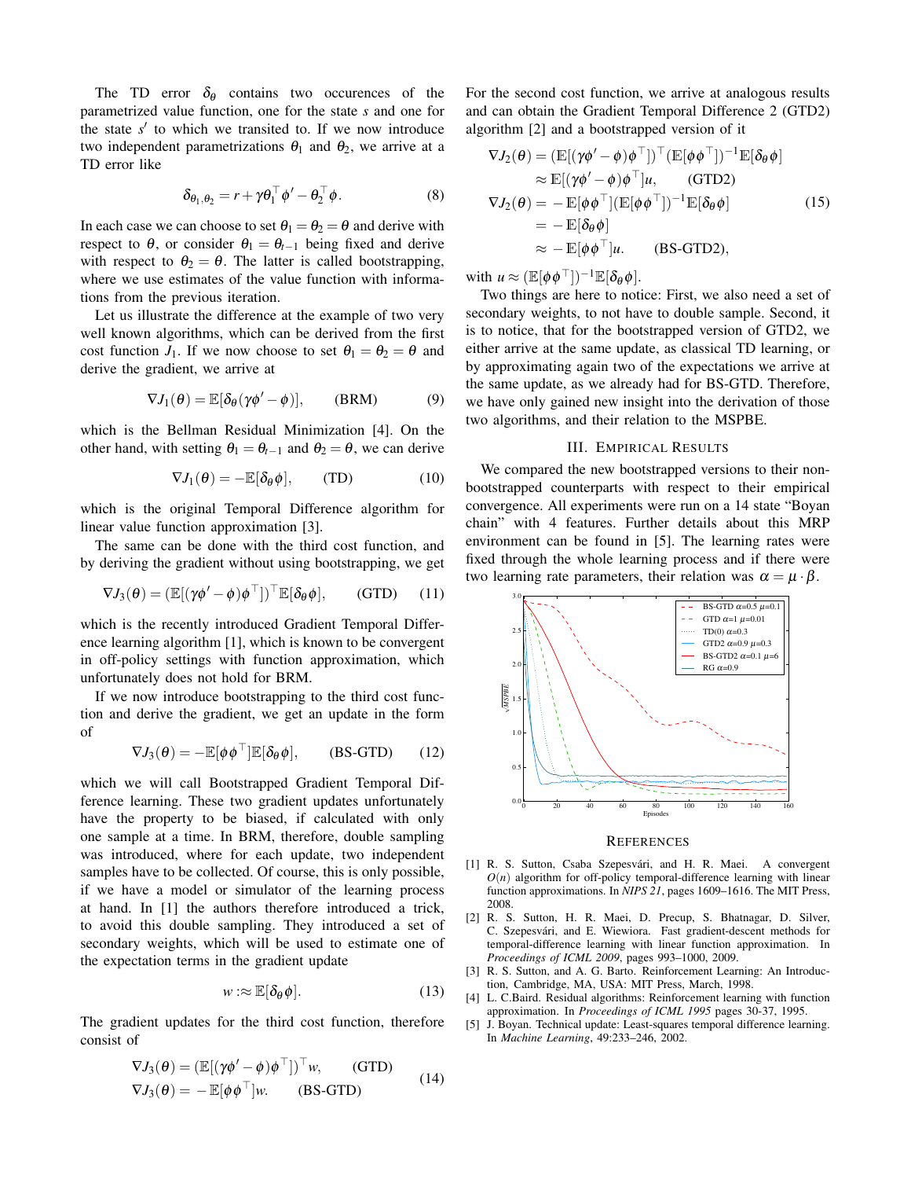The TD error $\delta_\theta$ contains two occurences of the parametrized value function, one for the state $s$ and one for the state $s'$ to which we transited to. If we now introduce two independent parametrizations $\theta_1$ and $\theta_2$, we arrive at a TD error like

$$\delta_{\theta_1,\theta_2} = r + \gamma\theta_1^\top \phi' - \theta_2^\top \phi. \tag{8}$$

In each case we can choose to set $\theta_1 = \theta_2 = \theta$ and derive with respect to $\theta$, or consider $\theta_1 = \theta_{t-1}$ being fixed and derive with respect to $\theta_2 = \theta$. The latter is called bootstrapping, where we use estimates of the value function with informations from the previous iteration.

Let us illustrate the difference at the example of two very well known algorithms, which can be derived from the first cost function $J_1$. If we now choose to set $\theta_1 = \theta_2 = \theta$ and derive the gradient, we arrive at

$$\nabla J_1(\theta) = \mathbb{E}[\delta_\theta(\gamma\phi' - \phi)], \qquad \text{(BRM)} \tag{9}$$

which is the Bellman Residual Minimization [4]. On the other hand, with setting $\theta_1 = \theta_{t-1}$ and $\theta_2 = \theta$, we can derive

$$\nabla J_1(\theta) = -\mathbb{E}[\delta_\theta \phi], \qquad \text{(TD)} \tag{10}$$

which is the original Temporal Difference algorithm for linear value function approximation [3].

The same can be done with the third cost function, and by deriving the gradient without using bootstrapping, we get

$$\nabla J_3(\theta) = (\mathbb{E}[(\gamma\phi' - \phi)\phi^\top])^\top \mathbb{E}[\delta_\theta \phi], \qquad \text{(GTD)} \tag{11}$$

which is the recently introduced Gradient Temporal Difference learning algorithm [1], which is known to be convergent in off-policy settings with function approximation, which unfortunately does not hold for BRM.

If we now introduce bootstrapping to the third cost function and derive the gradient, we get an update in the form of

$$\nabla J_3(\theta) = -\mathbb{E}[\phi\phi^\top]\mathbb{E}[\delta_\theta \phi], \qquad \text{(BS-GTD)} \tag{12}$$

which we will call Bootstrapped Gradient Temporal Difference learning. These two gradient updates unfortunately have the property to be biased, if calculated with only one sample at a time. In BRM, therefore, double sampling was introduced, where for each update, two independent samples have to be collected. Of course, this is only possible, if we have a model or simulator of the learning process at hand. In [1] the authors therefore introduced a trick, to avoid this double sampling. They introduced a set of secondary weights, which will be used to estimate one of the expectation terms in the gradient update

$$w :\approx \mathbb{E}[\delta_\theta \phi]. \tag{13}$$

The gradient updates for the third cost function, therefore consist of

$$\begin{aligned} \nabla J_3(\theta) &= (\mathbb{E}[(\gamma\phi' - \phi)\phi^\top])^\top w, \qquad \text{(GTD)} \\ \nabla J_3(\theta) &= -\mathbb{E}[\phi\phi^\top] w. \qquad \text{(BS-GTD)} \end{aligned} \tag{14}$$

For the second cost function, we arrive at analogous results and can obtain the Gradient Temporal Difference 2 (GTD2) algorithm [2] and a bootstrapped version of it

$$\begin{aligned} \nabla J_2(\theta) &= (\mathbb{E}[(\gamma\phi' - \phi)\phi^\top])^\top (\mathbb{E}[\phi\phi^\top])^{-1}\mathbb{E}[\delta_\theta \phi] \\ &\approx \mathbb{E}[(\gamma\phi' - \phi)\phi^\top] u, \qquad \text{(GTD2)} \\ \nabla J_2(\theta) &= -\mathbb{E}[\phi\phi^\top](\mathbb{E}[\phi\phi^\top])^{-1}\mathbb{E}[\delta_\theta \phi] \\ &= -\mathbb{E}[\delta_\theta \phi] \\ &\approx -\mathbb{E}[\phi\phi^\top] u. \qquad \text{(BS-GTD2)}, \end{aligned} \tag{15}$$

with $u \approx (\mathbb{E}[\phi\phi^\top])^{-1}\mathbb{E}[\delta_\theta \phi]$.

Two things are here to notice: First, we also need a set of secondary weights, to not have to double sample. Second, it is to notice, that for the bootstrapped version of GTD2, we either arrive at the same update, as classical TD learning, or by approximating again two of the expectations we arrive at the same update, as we already had for BS-GTD. Therefore, we have only gained new insight into the derivation of those two algorithms, and their relation to the MSPBE.

## III. Empirical Results

We compared the new bootstrapped versions to their non-bootstrapped counterparts with respect to their empirical convergence. All experiments were run on a 14 state "Boyan chain" with 4 features. Further details about this MRP environment can be found in [5]. The learning rates were fixed through the whole learning process and if there were two learning rate parameters, their relation was $\alpha = \mu \cdot \beta$.

BS-GTD α=0.5 μ=0.1
GTD α=1 μ=0.01
TD(0) α=0.3
GTD2 α=0.9 μ=0.3
BS-GTD2 α=0.1 μ=6
RG α=0.9

√MSPBE

Episodes

0.0
0.5
1.0
1.5
2.0
2.5
3.0

0
20
40
60
80
100
120
140
160

## References

[1] R. S. Sutton, Csaba Szepesvári, and H. R. Maei. A convergent $O(n)$ algorithm for off-policy temporal-difference learning with linear function approximations. In *NIPS 21*, pages 1609–1616. The MIT Press, 2008.

[2] R. S. Sutton, H. R. Maei, D. Precup, S. Bhatnagar, D. Silver, C. Szepesvári, and E. Wiewiora. Fast gradient-descent methods for temporal-difference learning with linear function approximation. In *Proceedings of ICML 2009*, pages 993–1000, 2009.

[3] R. S. Sutton, and A. G. Barto. Reinforcement Learning: An Introduction, Cambridge, MA, USA: MIT Press, March, 1998.

[4] L. C.Baird. Residual algorithms: Reinforcement learning with function approximation. In *Proceedings of ICML 1995* pages 30-37, 1995.

[5] J. Boyan. Technical update: Least-squares temporal difference learning. In *Machine Learning*, 49:233–246, 2002.